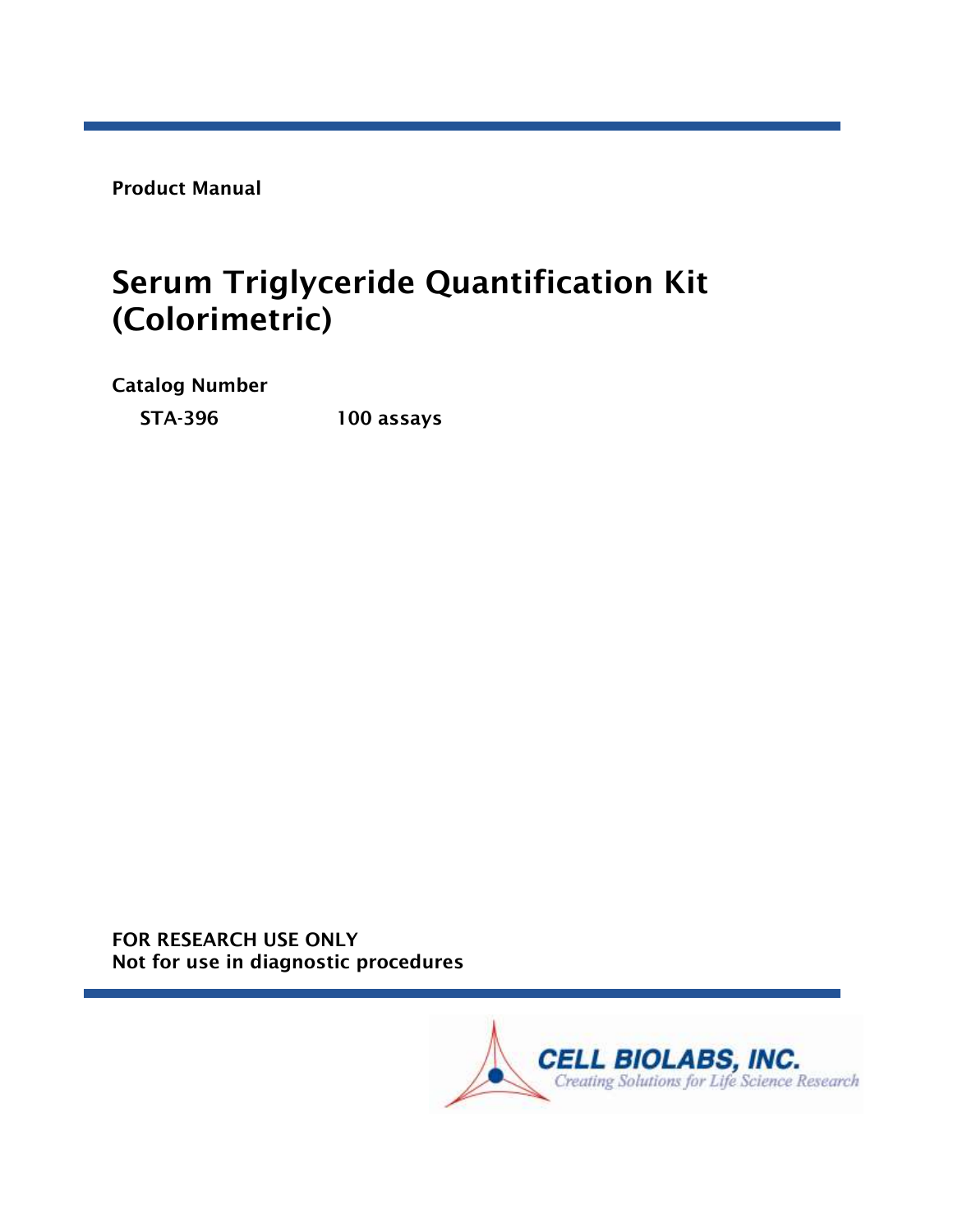**Product Manual**

# Serum Triglyceride Quantification Kit (Colorimetric)

**Catalog Number**

**STA-396** **100 assays**

**FOR RESEARCH USE ONLY**
**Not for use in diagnostic procedures**

CELL BIOLABS, INC.
*Creating Solutions for Life Science Research*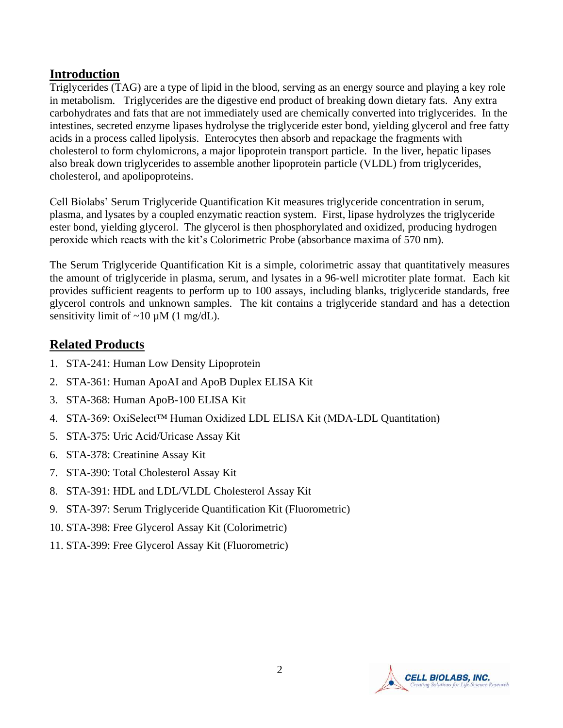## Introduction

Triglycerides (TAG) are a type of lipid in the blood, serving as an energy source and playing a key role in metabolism. Triglycerides are the digestive end product of breaking down dietary fats. Any extra carbohydrates and fats that are not immediately used are chemically converted into triglycerides. In the intestines, secreted enzyme lipases hydrolyse the triglyceride ester bond, yielding glycerol and free fatty acids in a process called lipolysis. Enterocytes then absorb and repackage the fragments with cholesterol to form chylomicrons, a major lipoprotein transport particle. In the liver, hepatic lipases also break down triglycerides to assemble another lipoprotein particle (VLDL) from triglycerides, cholesterol, and apolipoproteins.

Cell Biolabs' Serum Triglyceride Quantification Kit measures triglyceride concentration in serum, plasma, and lysates by a coupled enzymatic reaction system. First, lipase hydrolyzes the triglyceride ester bond, yielding glycerol. The glycerol is then phosphorylated and oxidized, producing hydrogen peroxide which reacts with the kit's Colorimetric Probe (absorbance maxima of 570 nm).

The Serum Triglyceride Quantification Kit is a simple, colorimetric assay that quantitatively measures the amount of triglyceride in plasma, serum, and lysates in a 96-well microtiter plate format. Each kit provides sufficient reagents to perform up to 100 assays, including blanks, triglyceride standards, free glycerol controls and unknown samples. The kit contains a triglyceride standard and has a detection sensitivity limit of ~10 µM (1 mg/dL).

## Related Products

1. STA-241: Human Low Density Lipoprotein
2. STA-361: Human ApoAI and ApoB Duplex ELISA Kit
3. STA-368: Human ApoB-100 ELISA Kit
4. STA-369: OxiSelect™ Human Oxidized LDL ELISA Kit (MDA-LDL Quantitation)
5. STA-375: Uric Acid/Uricase Assay Kit
6. STA-378: Creatinine Assay Kit
7. STA-390: Total Cholesterol Assay Kit
8. STA-391: HDL and LDL/VLDL Cholesterol Assay Kit
9. STA-397: Serum Triglyceride Quantification Kit (Fluorometric)
10. STA-398: Free Glycerol Assay Kit (Colorimetric)
11. STA-399: Free Glycerol Assay Kit (Fluorometric)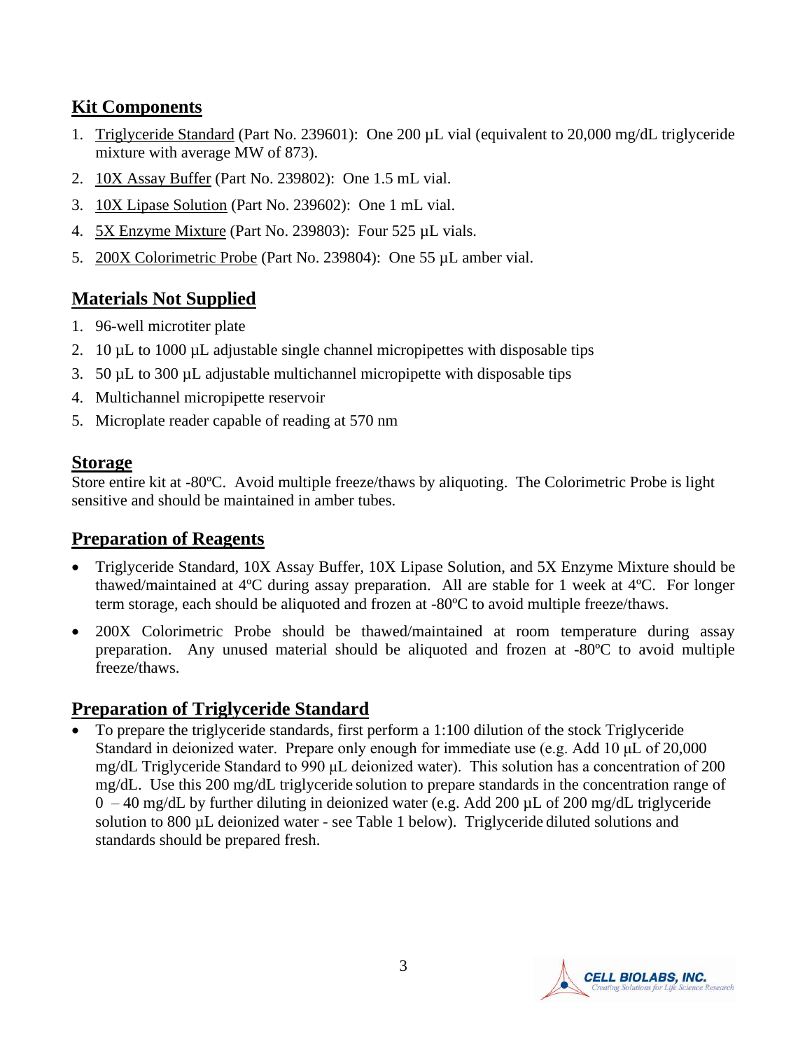## Kit Components

1. Triglyceride Standard (Part No. 239601): One 200 µL vial (equivalent to 20,000 mg/dL triglyceride mixture with average MW of 873).
2. 10X Assay Buffer (Part No. 239802): One 1.5 mL vial.
3. 10X Lipase Solution (Part No. 239602): One 1 mL vial.
4. 5X Enzyme Mixture (Part No. 239803): Four 525 µL vials.
5. 200X Colorimetric Probe (Part No. 239804): One 55 µL amber vial.

## Materials Not Supplied

1. 96-well microtiter plate
2. 10 µL to 1000 µL adjustable single channel micropipettes with disposable tips
3. 50 µL to 300 µL adjustable multichannel micropipette with disposable tips
4. Multichannel micropipette reservoir
5. Microplate reader capable of reading at 570 nm

## Storage

Store entire kit at -80ºC. Avoid multiple freeze/thaws by aliquoting. The Colorimetric Probe is light sensitive and should be maintained in amber tubes.

## Preparation of Reagents

- Triglyceride Standard, 10X Assay Buffer, 10X Lipase Solution, and 5X Enzyme Mixture should be thawed/maintained at 4ºC during assay preparation. All are stable for 1 week at 4ºC. For longer term storage, each should be aliquoted and frozen at -80ºC to avoid multiple freeze/thaws.
- 200X Colorimetric Probe should be thawed/maintained at room temperature during assay preparation. Any unused material should be aliquoted and frozen at -80ºC to avoid multiple freeze/thaws.

## Preparation of Triglyceride Standard

- To prepare the triglyceride standards, first perform a 1:100 dilution of the stock Triglyceride Standard in deionized water. Prepare only enough for immediate use (e.g. Add 10 µL of 20,000 mg/dL Triglyceride Standard to 990 µL deionized water). This solution has a concentration of 200 mg/dL. Use this 200 mg/dL triglyceride solution to prepare standards in the concentration range of 0 – 40 mg/dL by further diluting in deionized water (e.g. Add 200 µL of 200 mg/dL triglyceride solution to 800 µL deionized water - see Table 1 below). Triglyceride diluted solutions and standards should be prepared fresh.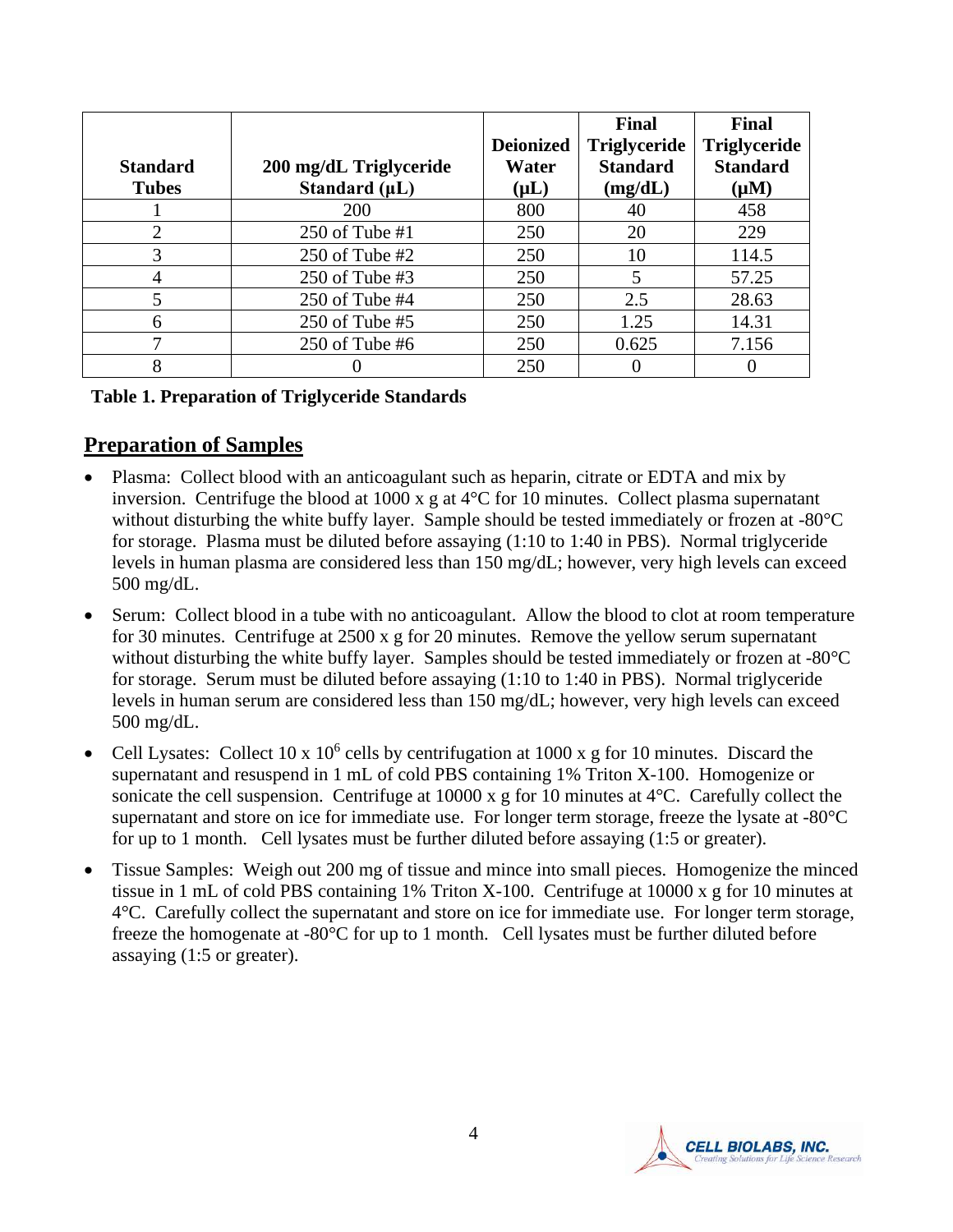| Standard Tubes | 200 mg/dL Triglyceride Standard (µL) | Deionized Water (µL) | Final Triglyceride Standard (mg/dL) | Final Triglyceride Standard (µM) |
|---|---|---|---|---|
| 1 | 200 | 800 | 40 | 458 |
| 2 | 250 of Tube #1 | 250 | 20 | 229 |
| 3 | 250 of Tube #2 | 250 | 10 | 114.5 |
| 4 | 250 of Tube #3 | 250 | 5 | 57.25 |
| 5 | 250 of Tube #4 | 250 | 2.5 | 28.63 |
| 6 | 250 of Tube #5 | 250 | 1.25 | 14.31 |
| 7 | 250 of Tube #6 | 250 | 0.625 | 7.156 |
| 8 | 0 | 250 | 0 | 0 |

**Table 1. Preparation of Triglyceride Standards**

## Preparation of Samples

- Plasma: Collect blood with an anticoagulant such as heparin, citrate or EDTA and mix by inversion. Centrifuge the blood at 1000 x g at 4°C for 10 minutes. Collect plasma supernatant without disturbing the white buffy layer. Sample should be tested immediately or frozen at -80°C for storage. Plasma must be diluted before assaying (1:10 to 1:40 in PBS). Normal triglyceride levels in human plasma are considered less than 150 mg/dL; however, very high levels can exceed 500 mg/dL.
- Serum: Collect blood in a tube with no anticoagulant. Allow the blood to clot at room temperature for 30 minutes. Centrifuge at 2500 x g for 20 minutes. Remove the yellow serum supernatant without disturbing the white buffy layer. Samples should be tested immediately or frozen at -80°C for storage. Serum must be diluted before assaying (1:10 to 1:40 in PBS). Normal triglyceride levels in human serum are considered less than 150 mg/dL; however, very high levels can exceed 500 mg/dL.
- Cell Lysates: Collect $10 \times 10^6$ cells by centrifugation at 1000 x g for 10 minutes. Discard the supernatant and resuspend in 1 mL of cold PBS containing 1% Triton X-100. Homogenize or sonicate the cell suspension. Centrifuge at 10000 x g for 10 minutes at 4°C. Carefully collect the supernatant and store on ice for immediate use. For longer term storage, freeze the lysate at -80°C for up to 1 month. Cell lysates must be further diluted before assaying (1:5 or greater).
- Tissue Samples: Weigh out 200 mg of tissue and mince into small pieces. Homogenize the minced tissue in 1 mL of cold PBS containing 1% Triton X-100. Centrifuge at 10000 x g for 10 minutes at 4°C. Carefully collect the supernatant and store on ice for immediate use. For longer term storage, freeze the homogenate at -80°C for up to 1 month. Cell lysates must be further diluted before assaying (1:5 or greater).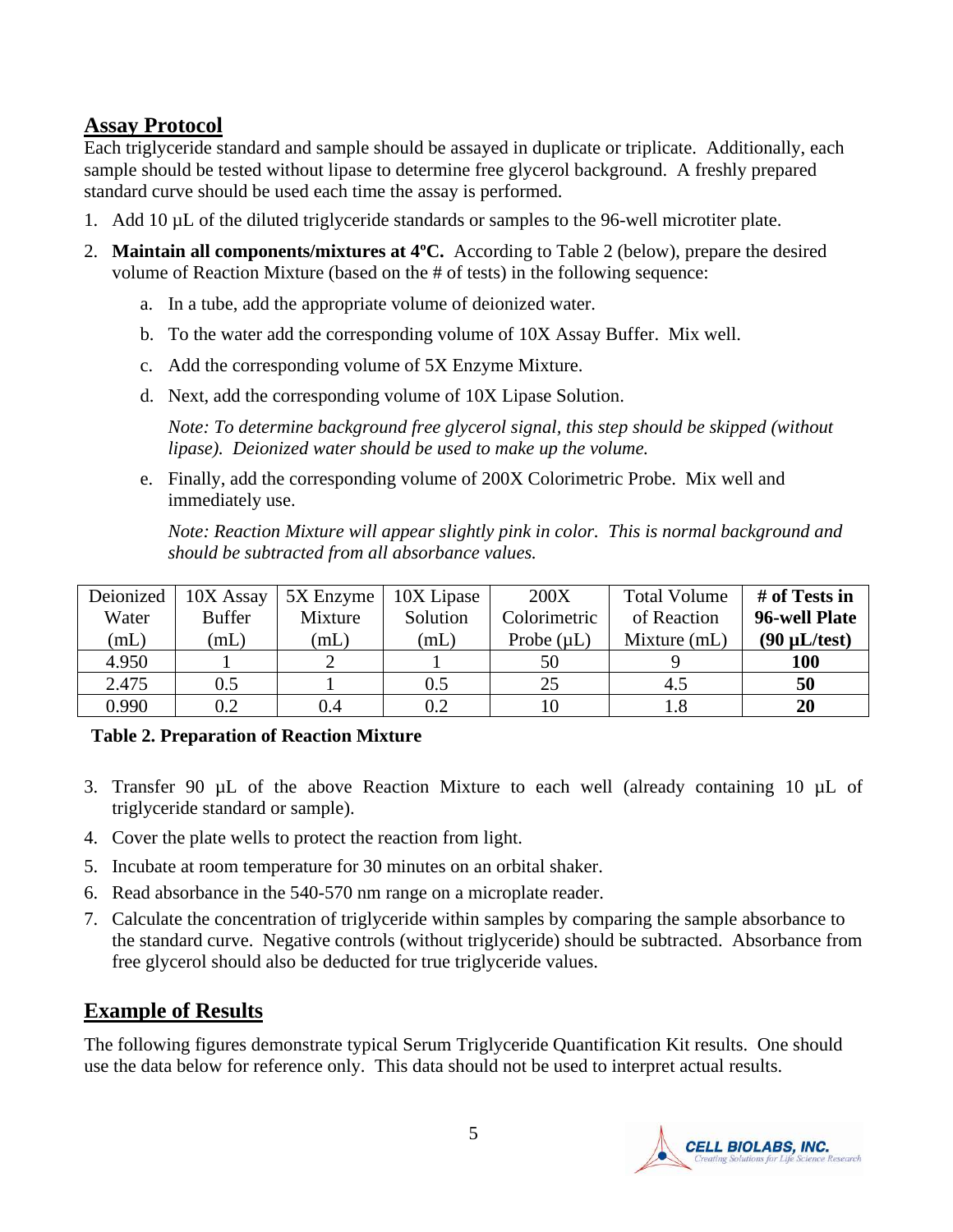## Assay Protocol

Each triglyceride standard and sample should be assayed in duplicate or triplicate. Additionally, each sample should be tested without lipase to determine free glycerol background. A freshly prepared standard curve should be used each time the assay is performed.

1. Add 10 µL of the diluted triglyceride standards or samples to the 96-well microtiter plate.
2. **Maintain all components/mixtures at 4ºC.** According to Table 2 (below), prepare the desired volume of Reaction Mixture (based on the # of tests) in the following sequence:
    a. In a tube, add the appropriate volume of deionized water.
    b. To the water add the corresponding volume of 10X Assay Buffer. Mix well.
    c. Add the corresponding volume of 5X Enzyme Mixture.
    d. Next, add the corresponding volume of 10X Lipase Solution.

    *Note: To determine background free glycerol signal, this step should be skipped (without lipase). Deionized water should be used to make up the volume.*

    e. Finally, add the corresponding volume of 200X Colorimetric Probe. Mix well and immediately use.

    *Note: Reaction Mixture will appear slightly pink in color. This is normal background and should be subtracted from all absorbance values.*

| Deionized Water (mL) | 10X Assay Buffer (mL) | 5X Enzyme Mixture (mL) | 10X Lipase Solution (mL) | 200X Colorimetric Probe (µL) | Total Volume of Reaction Mixture (mL) | **# of Tests in 96-well Plate (90 µL/test)** |
|---|---|---|---|---|---|---|
| 4.950 | 1 | 2 | 1 | 50 | 9 | **100** |
| 2.475 | 0.5 | 1 | 0.5 | 25 | 4.5 | **50** |
| 0.990 | 0.2 | 0.4 | 0.2 | 10 | 1.8 | **20** |

**Table 2. Preparation of Reaction Mixture**

3. Transfer 90 µL of the above Reaction Mixture to each well (already containing 10 µL of triglyceride standard or sample).
4. Cover the plate wells to protect the reaction from light.
5. Incubate at room temperature for 30 minutes on an orbital shaker.
6. Read absorbance in the 540-570 nm range on a microplate reader.
7. Calculate the concentration of triglyceride within samples by comparing the sample absorbance to the standard curve. Negative controls (without triglyceride) should be subtracted. Absorbance from free glycerol should also be deducted for true triglyceride values.

## Example of Results

The following figures demonstrate typical Serum Triglyceride Quantification Kit results. One should use the data below for reference only. This data should not be used to interpret actual results.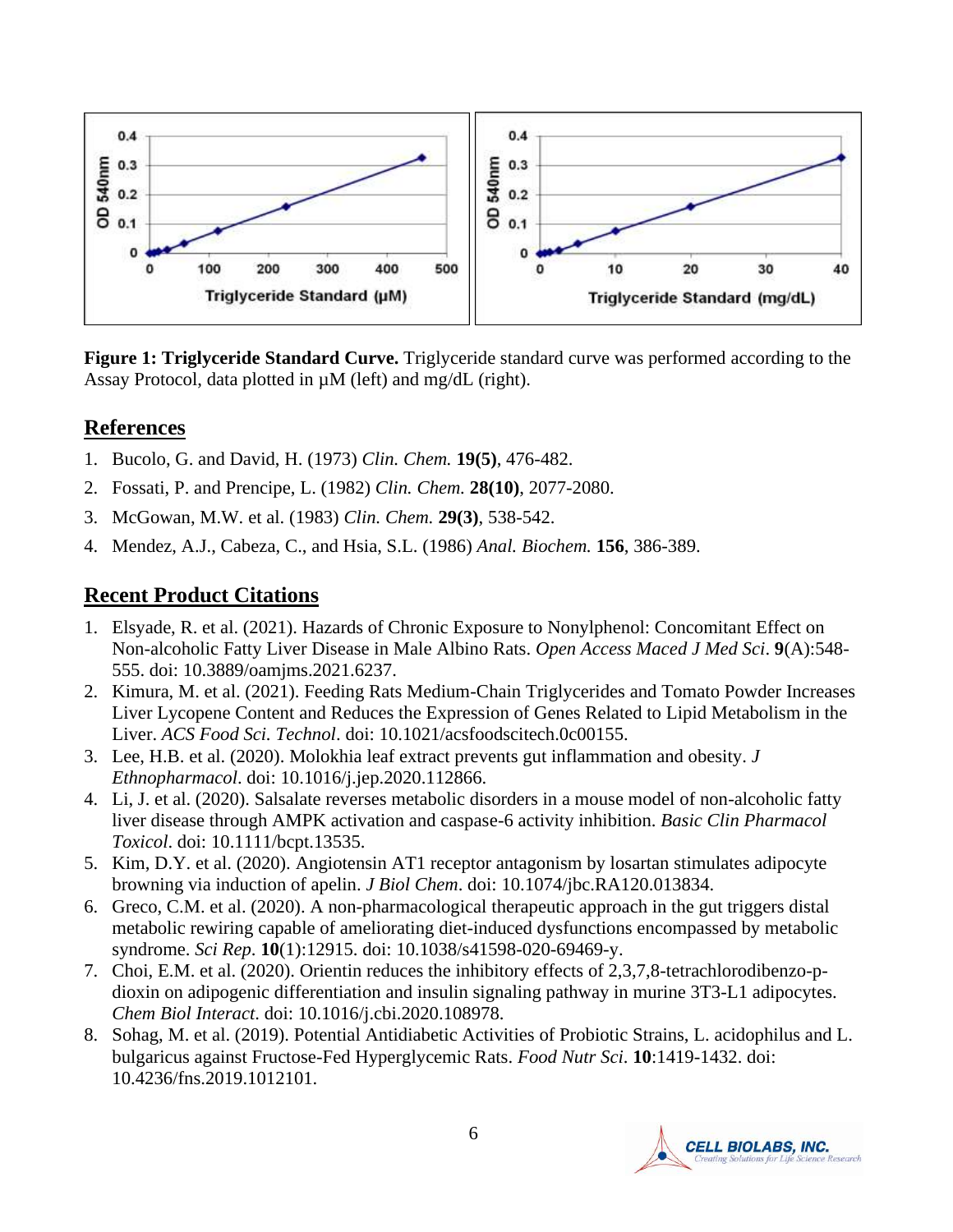**Figure 1: Triglyceride Standard Curve.** Triglyceride standard curve was performed according to the Assay Protocol, data plotted in µM (left) and mg/dL (right).

## References

1. Bucolo, G. and David, H. (1973) *Clin. Chem.* **19(5)**, 476-482.
2. Fossati, P. and Prencipe, L. (1982) *Clin. Chem.* **28(10)**, 2077-2080.
3. McGowan, M.W. et al. (1983) *Clin. Chem.* **29(3)**, 538-542.
4. Mendez, A.J., Cabeza, C., and Hsia, S.L. (1986) *Anal. Biochem.* **156**, 386-389.

## Recent Product Citations

1. Elsyade, R. et al. (2021). Hazards of Chronic Exposure to Nonylphenol: Concomitant Effect on Non-alcoholic Fatty Liver Disease in Male Albino Rats. *Open Access Maced J Med Sci*. **9**(A):548-555. doi: 10.3889/oamjms.2021.6237.
2. Kimura, M. et al. (2021). Feeding Rats Medium-Chain Triglycerides and Tomato Powder Increases Liver Lycopene Content and Reduces the Expression of Genes Related to Lipid Metabolism in the Liver. *ACS Food Sci. Technol*. doi: 10.1021/acsfoodscitech.0c00155.
3. Lee, H.B. et al. (2020). Molokhia leaf extract prevents gut inflammation and obesity. *J Ethnopharmacol*. doi: 10.1016/j.jep.2020.112866.
4. Li, J. et al. (2020). Salsalate reverses metabolic disorders in a mouse model of non-alcoholic fatty liver disease through AMPK activation and caspase-6 activity inhibition. *Basic Clin Pharmacol Toxicol*. doi: 10.1111/bcpt.13535.
5. Kim, D.Y. et al. (2020). Angiotensin AT1 receptor antagonism by losartan stimulates adipocyte browning via induction of apelin. *J Biol Chem*. doi: 10.1074/jbc.RA120.013834.
6. Greco, C.M. et al. (2020). A non-pharmacological therapeutic approach in the gut triggers distal metabolic rewiring capable of ameliorating diet-induced dysfunctions encompassed by metabolic syndrome. *Sci Rep*. **10**(1):12915. doi: 10.1038/s41598-020-69469-y.
7. Choi, E.M. et al. (2020). Orientin reduces the inhibitory effects of 2,3,7,8-tetrachlorodibenzo-p-dioxin on adipogenic differentiation and insulin signaling pathway in murine 3T3-L1 adipocytes. *Chem Biol Interact*. doi: 10.1016/j.cbi.2020.108978.
8. Sohag, M. et al. (2019). Potential Antidiabetic Activities of Probiotic Strains, L. acidophilus and L. bulgaricus against Fructose-Fed Hyperglycemic Rats. *Food Nutr Sci*. **10**:1419-1432. doi: 10.4236/fns.2019.1012101.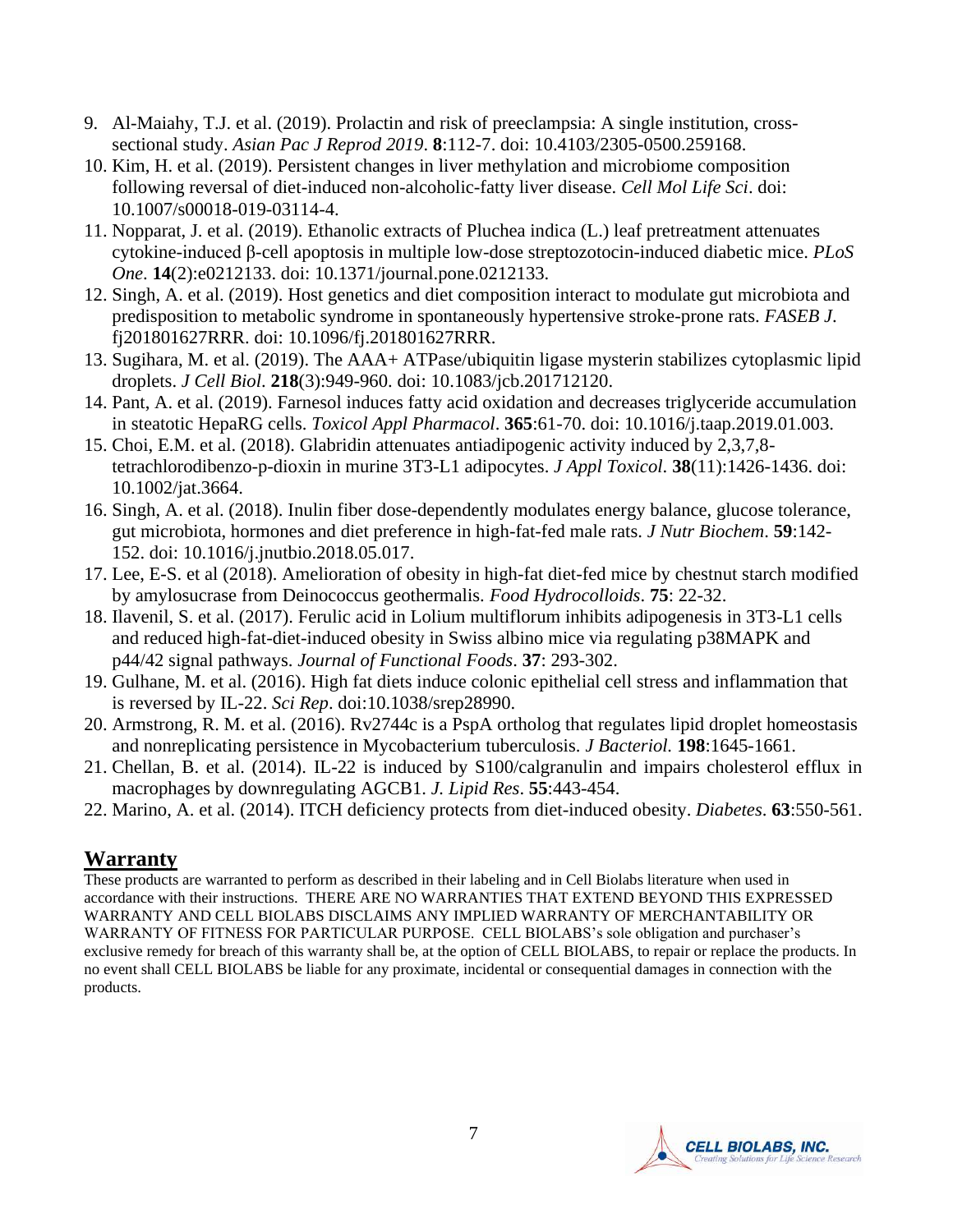9. Al-Maiahy, T.J. et al. (2019). Prolactin and risk of preeclampsia: A single institution, cross-sectional study. *Asian Pac J Reprod 2019*. **8**:112-7. doi: 10.4103/2305-0500.259168.
10. Kim, H. et al. (2019). Persistent changes in liver methylation and microbiome composition following reversal of diet-induced non-alcoholic-fatty liver disease. *Cell Mol Life Sci*. doi: 10.1007/s00018-019-03114-4.
11. Nopparat, J. et al. (2019). Ethanolic extracts of Pluchea indica (L.) leaf pretreatment attenuates cytokine-induced β-cell apoptosis in multiple low-dose streptozotocin-induced diabetic mice. *PLoS One*. **14**(2):e0212133. doi: 10.1371/journal.pone.0212133.
12. Singh, A. et al. (2019). Host genetics and diet composition interact to modulate gut microbiota and predisposition to metabolic syndrome in spontaneously hypertensive stroke-prone rats. *FASEB J*. fj201801627RRR. doi: 10.1096/fj.201801627RRR.
13. Sugihara, M. et al. (2019). The AAA+ ATPase/ubiquitin ligase mysterin stabilizes cytoplasmic lipid droplets. *J Cell Biol*. **218**(3):949-960. doi: 10.1083/jcb.201712120.
14. Pant, A. et al. (2019). Farnesol induces fatty acid oxidation and decreases triglyceride accumulation in steatotic HepaRG cells. *Toxicol Appl Pharmacol*. **365**:61-70. doi: 10.1016/j.taap.2019.01.003.
15. Choi, E.M. et al. (2018). Glabridin attenuates antiadipogenic activity induced by 2,3,7,8-tetrachlorodibenzo-p-dioxin in murine 3T3-L1 adipocytes. *J Appl Toxicol*. **38**(11):1426-1436. doi: 10.1002/jat.3664.
16. Singh, A. et al. (2018). Inulin fiber dose-dependently modulates energy balance, glucose tolerance, gut microbiota, hormones and diet preference in high-fat-fed male rats. *J Nutr Biochem*. **59**:142-152. doi: 10.1016/j.jnutbio.2018.05.017.
17. Lee, E-S. et al (2018). Amelioration of obesity in high-fat diet-fed mice by chestnut starch modified by amylosucrase from Deinococcus geothermalis. *Food Hydrocolloids*. **75**: 22-32.
18. Ilavenil, S. et al. (2017). Ferulic acid in Lolium multiflorum inhibits adipogenesis in 3T3-L1 cells and reduced high-fat-diet-induced obesity in Swiss albino mice via regulating p38MAPK and p44/42 signal pathways. *Journal of Functional Foods*. **37**: 293-302.
19. Gulhane, M. et al. (2016). High fat diets induce colonic epithelial cell stress and inflammation that is reversed by IL-22. *Sci Rep*. doi:10.1038/srep28990.
20. Armstrong, R. M. et al. (2016). Rv2744c is a PspA ortholog that regulates lipid droplet homeostasis and nonreplicating persistence in Mycobacterium tuberculosis. *J Bacteriol.* **198**:1645-1661.
21. Chellan, B. et al. (2014). IL-22 is induced by S100/calgranulin and impairs cholesterol efflux in macrophages by downregulating AGCB1. *J. Lipid Res*. **55**:443-454.
22. Marino, A. et al. (2014). ITCH deficiency protects from diet-induced obesity. *Diabetes*. **63**:550-561.

## Warranty

These products are warranted to perform as described in their labeling and in Cell Biolabs literature when used in accordance with their instructions. THERE ARE NO WARRANTIES THAT EXTEND BEYOND THIS EXPRESSED WARRANTY AND CELL BIOLABS DISCLAIMS ANY IMPLIED WARRANTY OF MERCHANTABILITY OR WARRANTY OF FITNESS FOR PARTICULAR PURPOSE. CELL BIOLABS's sole obligation and purchaser's exclusive remedy for breach of this warranty shall be, at the option of CELL BIOLABS, to repair or replace the products. In no event shall CELL BIOLABS be liable for any proximate, incidental or consequential damages in connection with the products.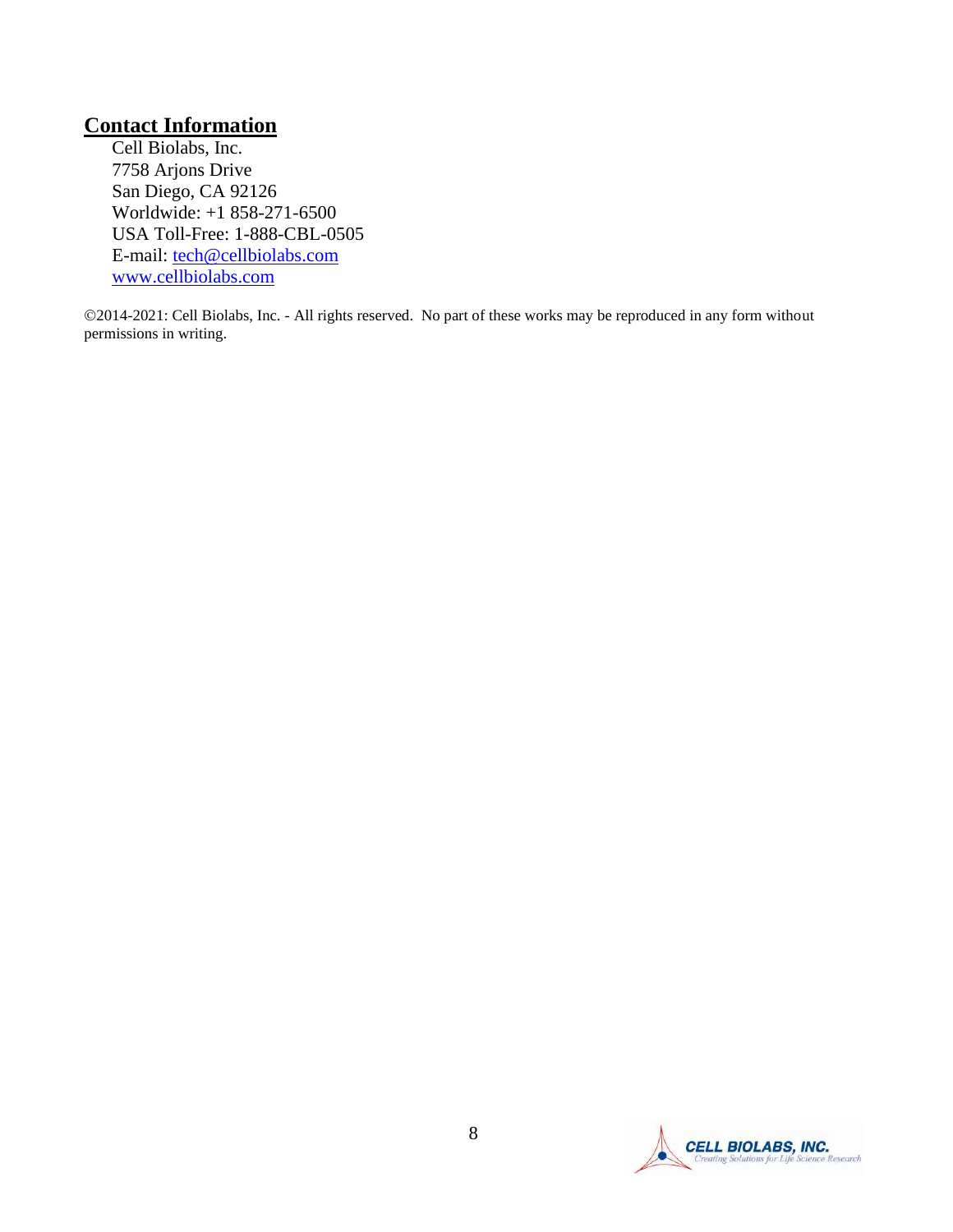## Contact Information

Cell Biolabs, Inc.
7758 Arjons Drive
San Diego, CA 92126
Worldwide: +1 858-271-6500
USA Toll-Free: 1-888-CBL-0505
E-mail: tech@cellbiolabs.com
www.cellbiolabs.com

©2014-2021: Cell Biolabs, Inc. - All rights reserved. No part of these works may be reproduced in any form without permissions in writing.